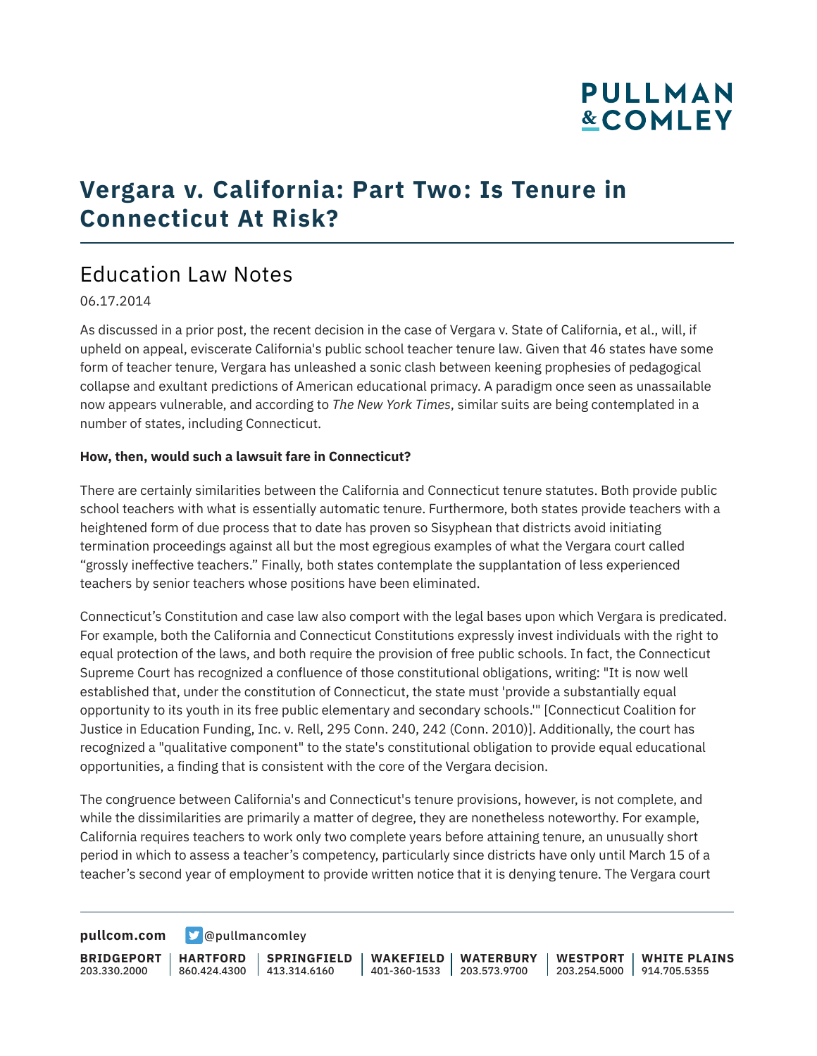# Vergara v. California: Part Two: Is Tenure in Connecticut At Risk?

## Education Law Notes

06.17.2014

As discussed in a prior post, the recent decision in the case of Vergara v. State of California, et al., will, if upheld on appeal, eviscerate California's public school teacher tenure law. Given that 46 states have some form of teacher tenure, Vergara has unleashed a sonic clash between keening prophesies of pedagogical collapse and exultant predictions of American educational primacy. A paradigm once seen as unassailable now appears vulnerable, and according to *The New York Times*, similar suits are being contemplated in a number of states, including Connecticut.

**How, then, would such a lawsuit fare in Connecticut?**

There are certainly similarities between the California and Connecticut tenure statutes. Both provide public school teachers with what is essentially automatic tenure. Furthermore, both states provide teachers with a heightened form of due process that to date has proven so Sisyphean that districts avoid initiating termination proceedings against all but the most egregious examples of what the Vergara court called "grossly ineffective teachers." Finally, both states contemplate the supplantation of less experienced teachers by senior teachers whose positions have been eliminated.

Connecticut's Constitution and case law also comport with the legal bases upon which Vergara is predicated. For example, both the California and Connecticut Constitutions expressly invest individuals with the right to equal protection of the laws, and both require the provision of free public schools. In fact, the Connecticut Supreme Court has recognized a confluence of those constitutional obligations, writing: "It is now well established that, under the constitution of Connecticut, the state must 'provide a substantially equal opportunity to its youth in its free public elementary and secondary schools.'" [Connecticut Coalition for Justice in Education Funding, Inc. v. Rell, 295 Conn. 240, 242 (Conn. 2010)]. Additionally, the court has recognized a "qualitative component" to the state's constitutional obligation to provide equal educational opportunities, a finding that is consistent with the core of the Vergara decision.

The congruence between California's and Connecticut's tenure provisions, however, is not complete, and while the dissimilarities are primarily a matter of degree, they are nonetheless noteworthy. For example, California requires teachers to work only two complete years before attaining tenure, an unusually short period in which to assess a teacher's competency, particularly since districts have only until March 15 of a teacher's second year of employment to provide written notice that it is denying tenure. The Vergara court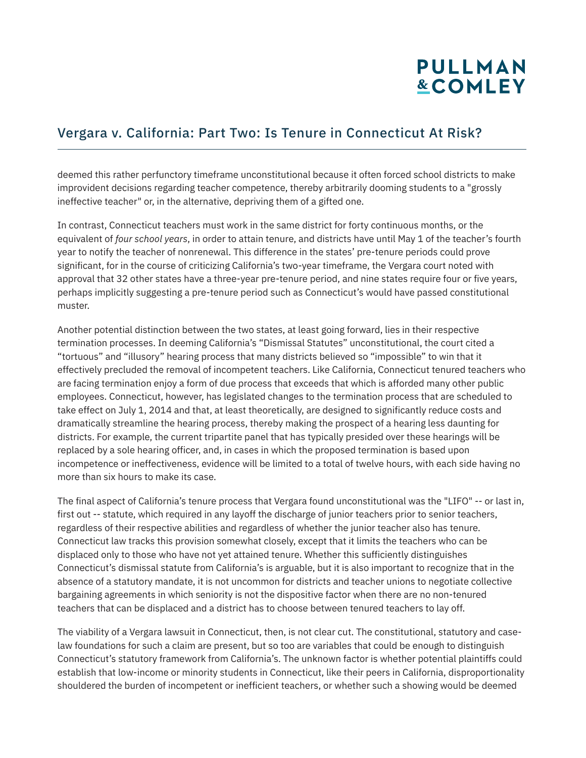deemed this rather perfunctory timeframe unconstitutional because it often forced school districts to make improvident decisions regarding teacher competence, thereby arbitrarily dooming students to a "grossly ineffective teacher" or, in the alternative, depriving them of a gifted one.

In contrast, Connecticut teachers must work in the same district for forty continuous months, or the equivalent of *four school years*, in order to attain tenure, and districts have until May 1 of the teacher's fourth year to notify the teacher of nonrenewal. This difference in the states' pre-tenure periods could prove significant, for in the course of criticizing California's two-year timeframe, the Vergara court noted with approval that 32 other states have a three-year pre-tenure period, and nine states require four or five years, perhaps implicitly suggesting a pre-tenure period such as Connecticut's would have passed constitutional muster.

Another potential distinction between the two states, at least going forward, lies in their respective termination processes. In deeming California's "Dismissal Statutes" unconstitutional, the court cited a "tortuous" and "illusory" hearing process that many districts believed so "impossible" to win that it effectively precluded the removal of incompetent teachers. Like California, Connecticut tenured teachers who are facing termination enjoy a form of due process that exceeds that which is afforded many other public employees. Connecticut, however, has legislated changes to the termination process that are scheduled to take effect on July 1, 2014 and that, at least theoretically, are designed to significantly reduce costs and dramatically streamline the hearing process, thereby making the prospect of a hearing less daunting for districts. For example, the current tripartite panel that has typically presided over these hearings will be replaced by a sole hearing officer, and, in cases in which the proposed termination is based upon incompetence or ineffectiveness, evidence will be limited to a total of twelve hours, with each side having no more than six hours to make its case.

The final aspect of California's tenure process that Vergara found unconstitutional was the "LIFO" -- or last in, first out -- statute, which required in any layoff the discharge of junior teachers prior to senior teachers, regardless of their respective abilities and regardless of whether the junior teacher also has tenure. Connecticut law tracks this provision somewhat closely, except that it limits the teachers who can be displaced only to those who have not yet attained tenure. Whether this sufficiently distinguishes Connecticut's dismissal statute from California's is arguable, but it is also important to recognize that in the absence of a statutory mandate, it is not uncommon for districts and teacher unions to negotiate collective bargaining agreements in which seniority is not the dispositive factor when there are no non-tenured teachers that can be displaced and a district has to choose between tenured teachers to lay off.

The viability of a Vergara lawsuit in Connecticut, then, is not clear cut. The constitutional, statutory and case-law foundations for such a claim are present, but so too are variables that could be enough to distinguish Connecticut's statutory framework from California's. The unknown factor is whether potential plaintiffs could establish that low-income or minority students in Connecticut, like their peers in California, disproportionality shouldered the burden of incompetent or inefficient teachers, or whether such a showing would be deemed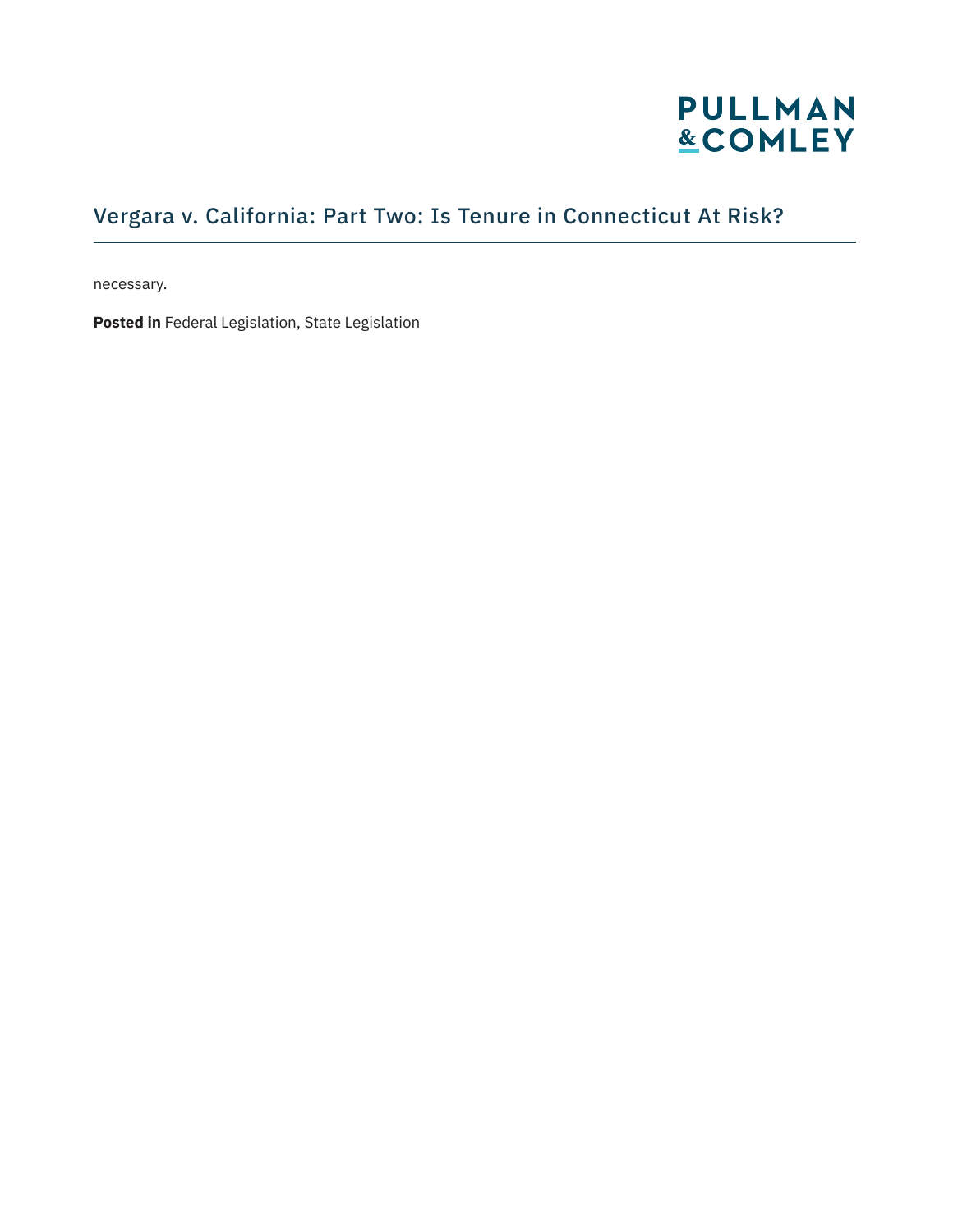necessary.

**Posted in** Federal Legislation, State Legislation